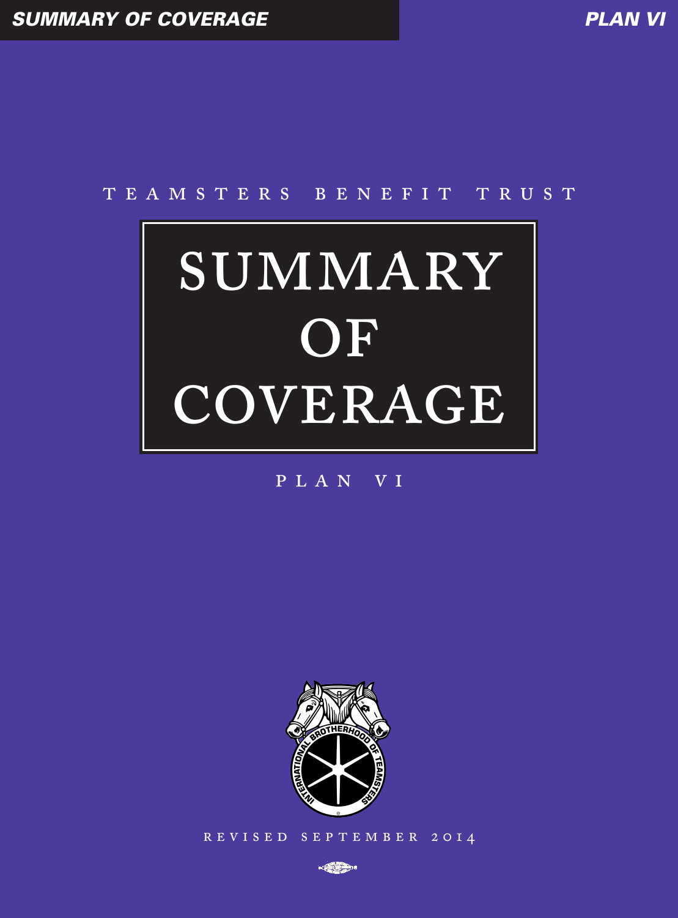TEAMSTERS BENEFIT TRUST

# SUMMARY OF COVERAGE

PLAN VI

REVISED SEPTEMBER 2014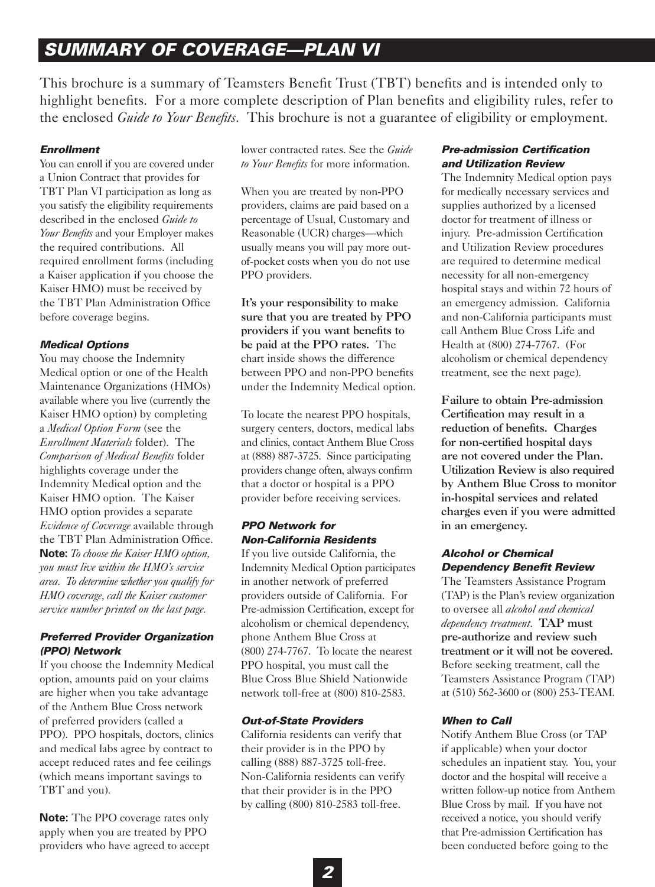# SUMMARY OF COVERAGE—PLAN VI

This brochure is a summary of Teamsters Benefit Trust (TBT) benefits and is intended only to highlight benefits. For a more complete description of Plan benefits and eligibility rules, refer to the enclosed *Guide to Your Benefits*. This brochure is not a guarantee of eligibility or employment.

### *Enrollment*

You can enroll if you are covered under a Union Contract that provides for TBT Plan VI participation as long as you satisfy the eligibility requirements described in the enclosed *Guide to Your Benefits* and your Employer makes the required contributions. All required enrollment forms (including a Kaiser application if you choose the Kaiser HMO) must be received by the TBT Plan Administration Office before coverage begins.

### *Medical Options*

You may choose the Indemnity Medical option or one of the Health Maintenance Organizations (HMOs) available where you live (currently the Kaiser HMO option) by completing a *Medical Option Form* (see the *Enrollment Materials* folder). The *Comparison of Medical Benefits* folder highlights coverage under the Indemnity Medical option and the Kaiser HMO option. The Kaiser HMO option provides a separate *Evidence of Coverage* available through the TBT Plan Administration Office. **Note:** *To choose the Kaiser HMO option, you must live within the HMO's service area. To determine whether you qualify for HMO coverage, call the Kaiser customer service number printed on the last page.*

### *Preferred Provider Organization (PPO) Network*

If you choose the Indemnity Medical option, amounts paid on your claims are higher when you take advantage of the Anthem Blue Cross network of preferred providers (called a PPO). PPO hospitals, doctors, clinics and medical labs agree by contract to accept reduced rates and fee ceilings (which means important savings to TBT and you).

**Note:** The PPO coverage rates only apply when you are treated by PPO providers who have agreed to accept lower contracted rates. See the *Guide to Your Benefits* for more information.

When you are treated by non-PPO providers, claims are paid based on a percentage of Usual, Customary and Reasonable (UCR) charges—which usually means you will pay more out-of-pocket costs when you do not use PPO providers.

**It's your responsibility to make sure that you are treated by PPO providers if you want benefits to be paid at the PPO rates.** The chart inside shows the difference between PPO and non-PPO benefits under the Indemnity Medical option.

To locate the nearest PPO hospitals, surgery centers, doctors, medical labs and clinics, contact Anthem Blue Cross at (888) 887-3725. Since participating providers change often, always confirm that a doctor or hospital is a PPO provider before receiving services.

### *PPO Network for Non-California Residents*

If you live outside California, the Indemnity Medical Option participates in another network of preferred providers outside of California. For Pre-admission Certification, except for alcoholism or chemical dependency, phone Anthem Blue Cross at (800) 274-7767. To locate the nearest PPO hospital, you must call the Blue Cross Blue Shield Nationwide network toll-free at (800) 810-2583.

### *Out-of-State Providers*

California residents can verify that their provider is in the PPO by calling (888) 887-3725 toll-free. Non-California residents can verify that their provider is in the PPO by calling (800) 810-2583 toll-free.

### *Pre-admission Certification and Utilization Review*

The Indemnity Medical option pays for medically necessary services and supplies authorized by a licensed doctor for treatment of illness or injury. Pre-admission Certification and Utilization Review procedures are required to determine medical necessity for all non-emergency hospital stays and within 72 hours of an emergency admission. California and non-California participants must call Anthem Blue Cross Life and Health at (800) 274-7767. (For alcoholism or chemical dependency treatment, see the next page).

**Failure to obtain Pre-admission Certification may result in a reduction of benefits. Charges for non-certified hospital days are not covered under the Plan. Utilization Review is also required by Anthem Blue Cross to monitor in-hospital services and related charges even if you were admitted in an emergency.**

### *Alcohol or Chemical Dependency Benefit Review*

The Teamsters Assistance Program (TAP) is the Plan's review organization to oversee all *alcohol and chemical dependency treatment*. **TAP must pre-authorize and review such treatment or it will not be covered.** Before seeking treatment, call the Teamsters Assistance Program (TAP) at (510) 562-3600 or (800) 253-TEAM.

### *When to Call*

Notify Anthem Blue Cross (or TAP if applicable) when your doctor schedules an inpatient stay. You, your doctor and the hospital will receive a written follow-up notice from Anthem Blue Cross by mail. If you have not received a notice, you should verify that Pre-admission Certification has been conducted before going to the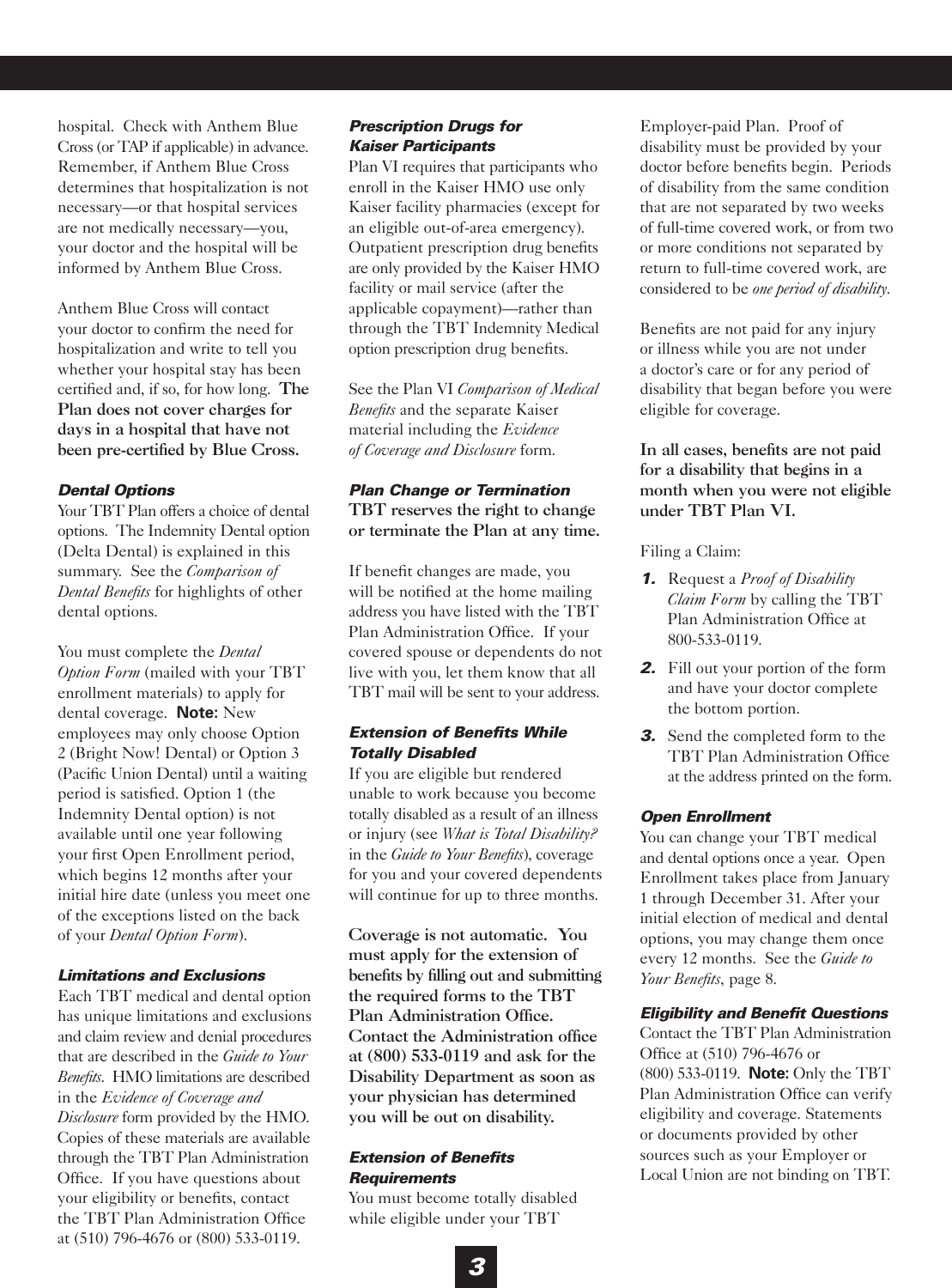hospital. Check with Anthem Blue Cross (or TAP if applicable) in advance. Remember, if Anthem Blue Cross determines that hospitalization is not necessary—or that hospital services are not medically necessary—you, your doctor and the hospital will be informed by Anthem Blue Cross.

Anthem Blue Cross will contact your doctor to confirm the need for hospitalization and write to tell you whether your hospital stay has been certified and, if so, for how long. **The Plan does not cover charges for days in a hospital that have not been pre-certified by Blue Cross.**

### *Dental Options*

Your TBT Plan offers a choice of dental options. The Indemnity Dental option (Delta Dental) is explained in this summary. See the *Comparison of Dental Benefits* for highlights of other dental options.

You must complete the *Dental Option Form* (mailed with your TBT enrollment materials) to apply for dental coverage. **Note:** New employees may only choose Option 2 (Bright Now! Dental) or Option 3 (Pacific Union Dental) until a waiting period is satisfied. Option 1 (the Indemnity Dental option) is not available until one year following your first Open Enrollment period, which begins 12 months after your initial hire date (unless you meet one of the exceptions listed on the back of your *Dental Option Form*).

### *Limitations and Exclusions*

Each TBT medical and dental option has unique limitations and exclusions and claim review and denial procedures that are described in the *Guide to Your Benefits*. HMO limitations are described in the *Evidence of Coverage and Disclosure* form provided by the HMO. Copies of these materials are available through the TBT Plan Administration Office. If you have questions about your eligibility or benefits, contact the TBT Plan Administration Office at (510) 796-4676 or (800) 533-0119.

### *Prescription Drugs for Kaiser Participants*

Plan VI requires that participants who enroll in the Kaiser HMO use only Kaiser facility pharmacies (except for an eligible out-of-area emergency). Outpatient prescription drug benefits are only provided by the Kaiser HMO facility or mail service (after the applicable copayment)—rather than through the TBT Indemnity Medical option prescription drug benefits.

See the Plan VI *Comparison of Medical Benefits* and the separate Kaiser material including the *Evidence of Coverage and Disclosure* form.

### *Plan Change or Termination*

**TBT reserves the right to change or terminate the Plan at any time.**

If benefit changes are made, you will be notified at the home mailing address you have listed with the TBT Plan Administration Office. If your covered spouse or dependents do not live with you, let them know that all TBT mail will be sent to your address.

### *Extension of Benefits While Totally Disabled*

If you are eligible but rendered unable to work because you become totally disabled as a result of an illness or injury (see *What is Total Disability?* in the *Guide to Your Benefits*), coverage for you and your covered dependents will continue for up to three months.

**Coverage is not automatic. You must apply for the extension of benefits by filling out and submitting the required forms to the TBT Plan Administration Office. Contact the Administration office at (800) 533-0119 and ask for the Disability Department as soon as your physician has determined you will be out on disability.**

### *Extension of Benefits Requirements*

You must become totally disabled while eligible under your TBT Employer-paid Plan. Proof of disability must be provided by your doctor before benefits begin. Periods of disability from the same condition that are not separated by two weeks of full-time covered work, or from two or more conditions not separated by return to full-time covered work, are considered to be *one period of disability*.

Benefits are not paid for any injury or illness while you are not under a doctor's care or for any period of disability that began before you were eligible for coverage.

**In all cases, benefits are not paid for a disability that begins in a month when you were not eligible under TBT Plan VI.**

Filing a Claim:

1. Request a *Proof of Disability Claim Form* by calling the TBT Plan Administration Office at 800-533-0119.
2. Fill out your portion of the form and have your doctor complete the bottom portion.
3. Send the completed form to the TBT Plan Administration Office at the address printed on the form.

### *Open Enrollment*

You can change your TBT medical and dental options once a year. Open Enrollment takes place from January 1 through December 31. After your initial election of medical and dental options, you may change them once every 12 months. See the *Guide to Your Benefits*, page 8.

### *Eligibility and Benefit Questions*

Contact the TBT Plan Administration Office at (510) 796-4676 or (800) 533-0119. **Note:** Only the TBT Plan Administration Office can verify eligibility and coverage. Statements or documents provided by other sources such as your Employer or Local Union are not binding on TBT.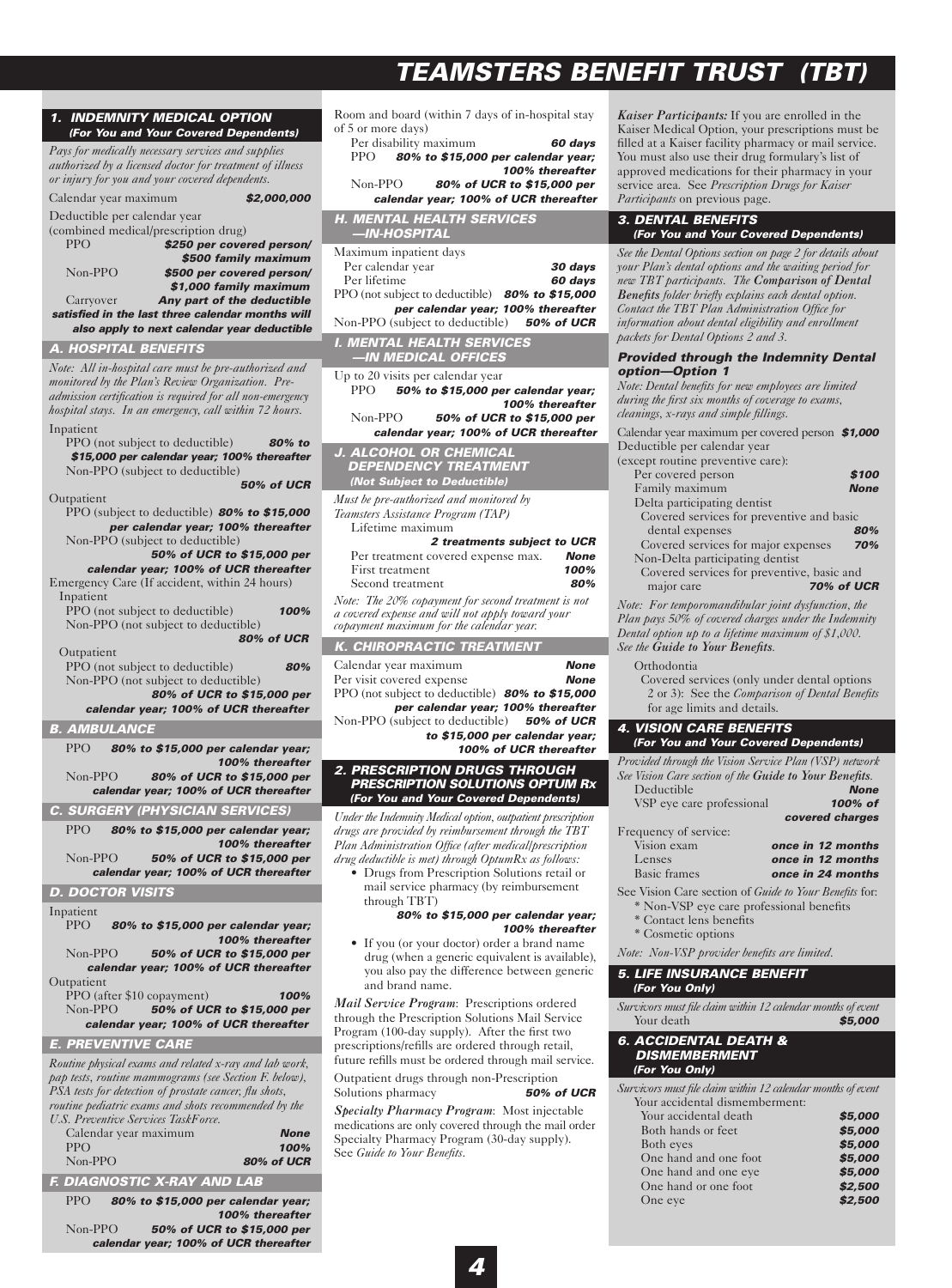# TEAMSTERS BENEFIT TRUST (TBT)

## 1. INDEMNITY MEDICAL OPTION
### (For You and Your Covered Dependents)

*Pays for medically necessary services and supplies authorized by a licensed doctor for treatment of illness or injury for you and your covered dependents.*

| | |
|---|---|
| Calendar year maximum | ***$2,000,000*** |
| Deductible per calendar year (combined medical/prescription drug) | |
| PPO | ***$250 per covered person/ $500 family maximum*** |
| Non-PPO | ***$500 per covered person/ $1,000 family maximum*** |
| Carryover | ***Any part of the deductible satisfied in the last three calendar months will also apply to next calendar year deductible*** |

### A. HOSPITAL BENEFITS

*Note: All in-hospital care must be pre-authorized and monitored by the Plan's Review Organization. Pre-admission certification is required for all non-emergency hospital stays. In an emergency, call within 72 hours.*

Inpatient
- PPO (not subject to deductible) ***80% to $15,000 per calendar year; 100% thereafter***
- Non-PPO (subject to deductible) ***50% of UCR***

Outpatient
- PPO (subject to deductible) ***80% to $15,000 per calendar year; 100% thereafter***
- Non-PPO (subject to deductible) ***50% of UCR to $15,000 per calendar year; 100% of UCR thereafter***

Emergency Care (If accident, within 24 hours)

Inpatient
- PPO (not subject to deductible) ***100%***
- Non-PPO (not subject to deductible) ***80% of UCR***

Outpatient
- PPO (not subject to deductible) ***80%***
- Non-PPO (not subject to deductible) ***80% of UCR to $15,000 per calendar year; 100% of UCR thereafter***

### B. AMBULANCE

- PPO ***80% to $15,000 per calendar year; 100% thereafter***
- Non-PPO ***80% of UCR to $15,000 per calendar year; 100% of UCR thereafter***

### C. SURGERY (PHYSICIAN SERVICES)

- PPO ***80% to $15,000 per calendar year; 100% thereafter***
- Non-PPO ***50% of UCR to $15,000 per calendar year; 100% of UCR thereafter***

### D. DOCTOR VISITS

Inpatient
- PPO ***80% to $15,000 per calendar year; 100% thereafter***
- Non-PPO ***50% of UCR to $15,000 per calendar year; 100% of UCR thereafter***

Outpatient
- PPO (after $10 copayment) ***100%***
- Non-PPO ***50% of UCR to $15,000 per calendar year; 100% of UCR thereafter***

### E. PREVENTIVE CARE

*Routine physical exams and related x-ray and lab work, pap tests, routine mammograms (see Section F. below), PSA tests for detection of prostate cancer, flu shots, routine pediatric exams and shots recommended by the U.S. Preventive Services TaskForce.*

| | |
|---|---|
| Calendar year maximum | ***None*** |
| PPO | ***100%*** |
| Non-PPO | ***80% of UCR*** |

### F. DIAGNOSTIC X-RAY AND LAB

- PPO ***80% to $15,000 per calendar year; 100% thereafter***
- Non-PPO ***50% of UCR to $15,000 per calendar year; 100% of UCR thereafter***

### G. (continued)

Room and board (within 7 days of in-hospital stay of 5 or more days)
- Per disability maximum ***60 days***
- PPO ***80% to $15,000 per calendar year; 100% thereafter***
- Non-PPO ***80% of UCR to $15,000 per calendar year; 100% of UCR thereafter***

### H. MENTAL HEALTH SERVICES —IN-HOSPITAL

Maximum inpatient days
- Per calendar year ***30 days***
- Per lifetime ***60 days***

PPO (not subject to deductible) ***80% to $15,000 per calendar year; 100% thereafter***

Non-PPO (subject to deductible) ***50% of UCR***

### I. MENTAL HEALTH SERVICES —IN MEDICAL OFFICES

Up to 20 visits per calendar year
- PPO ***50% to $15,000 per calendar year; 100% thereafter***
- Non-PPO ***50% of UCR to $15,000 per calendar year; 100% of UCR thereafter***

### J. ALCOHOL OR CHEMICAL DEPENDENCY TREATMENT
#### (Not Subject to Deductible)

*Must be pre-authorized and monitored by Teamsters Assistance Program (TAP)*

| | |
|---|---|
| Lifetime maximum | ***2 treatments subject to UCR*** |
| Per treatment covered expense max. | ***None*** |
| First treatment | ***100%*** |
| Second treatment | ***80%*** |

*Note: The 20% copayment for second treatment is not a covered expense and will not apply toward your copayment maximum for the calendar year.*

### K. CHIROPRACTIC TREATMENT

| | |
|---|---|
| Calendar year maximum | ***None*** |
| Per visit covered expense | ***None*** |
| PPO (not subject to deductible) | ***80% to $15,000 per calendar year; 100% thereafter*** |
| Non-PPO (subject to deductible) | ***50% of UCR to $15,000 per calendar year; 100% of UCR thereafter*** |

## 2. PRESCRIPTION DRUGS THROUGH PRESCRIPTION SOLUTIONS OPTUM Rx
### (For You and Your Covered Dependents)

*Under the Indemnity Medical option, outpatient prescription drugs are provided by reimbursement through the TBT Plan Administration Office (after medical/prescription drug deductible is met) through OptumRx as follows:*

- Drugs from Prescription Solutions retail or mail service pharmacy (by reimbursement through TBT) ***80% to $15,000 per calendar year; 100% thereafter***
- If you (or your doctor) order a brand name drug (when a generic equivalent is available), you also pay the difference between generic and brand name.

*Mail Service Program*: Prescriptions ordered through the Prescription Solutions Mail Service Program (100-day supply). After the first two prescriptions/refills are ordered through retail, future refills must be ordered through mail service.

Outpatient drugs through non-Prescription Solutions pharmacy ***50% of UCR***

*Specialty Pharmacy Program*: Most injectable medications are only covered through the mail order Specialty Pharmacy Program (30-day supply). See *Guide to Your Benefits*.

***Kaiser Participants:*** If you are enrolled in the Kaiser Medical Option, your prescriptions must be filled at a Kaiser facility pharmacy or mail service. You must also use their drug formulary's list of approved medications for their pharmacy in your service area. See *Prescription Drugs for Kaiser Participants* on previous page.

## 3. DENTAL BENEFITS
### (For You and Your Covered Dependents)

*See the Dental Options section on page 2 for details about your Plan's dental options and the waiting period for new TBT participants. The **Comparison of Dental Benefits** folder briefly explains each dental option. Contact the TBT Plan Administration Office for information about dental eligibility and enrollment packets for Dental Options 2 and 3.*

### Provided through the Indemnity Dental option—Option 1

*Note: Dental benefits for new employees are limited during the first six months of coverage to exams, cleanings, x-rays and simple fillings.*

| | |
|---|---|
| Calendar year maximum per covered person | ***$1,000*** |
| Deductible per calendar year (except routine preventive care): | |
| Per covered person | ***$100*** |
| Family maximum | ***None*** |
| Delta participating dentist | |
| Covered services for preventive and basic dental expenses | ***80%*** |
| Covered services for major expenses | ***70%*** |
| Non-Delta participating dentist | |
| Covered services for preventive, basic and major care | ***70% of UCR*** |

*Note: For temporomandibular joint dysfunction, the Plan pays 50% of covered charges under the Indemnity Dental option up to a lifetime maximum of $1,000. See the **Guide to Your Benefits**.*

Orthodontia

Covered services (only under dental options 2 or 3): See the *Comparison of Dental Benefits* for age limits and details.

## 4. VISION CARE BENEFITS
### (For You and Your Covered Dependents)

*Provided through the Vision Service Plan (VSP) network See Vision Care section of the **Guide to Your Benefits**.*

| | |
|---|---|
| Deductible | ***None*** |
| VSP eye care professional | ***100% of covered charges*** |
| Frequency of service: | |
| Vision exam | ***once in 12 months*** |
| Lenses | ***once in 12 months*** |
| Basic frames | ***once in 24 months*** |

See Vision Care section of *Guide to Your Benefits* for:
- \* Non-VSP eye care professional benefits
- \* Contact lens benefits
- \* Cosmetic options

*Note: Non-VSP provider benefits are limited.*

## 5. LIFE INSURANCE BENEFIT
### (For You Only)

*Survivors must file claim within 12 calendar months of event*

| | |
|---|---|
| Your death | ***$5,000*** |

## 6. ACCIDENTAL DEATH & DISMEMBERMENT
### (For You Only)

*Survivors must file claim within 12 calendar months of event*

| Your accidental dismemberment: | |
|---|---|
| Your accidental death | ***$5,000*** |
| Both hands or feet | ***$5,000*** |
| Both eyes | ***$5,000*** |
| One hand and one foot | ***$5,000*** |
| One hand and one eye | ***$5,000*** |
| One hand or one foot | ***$2,500*** |
| One eye | ***$2,500*** |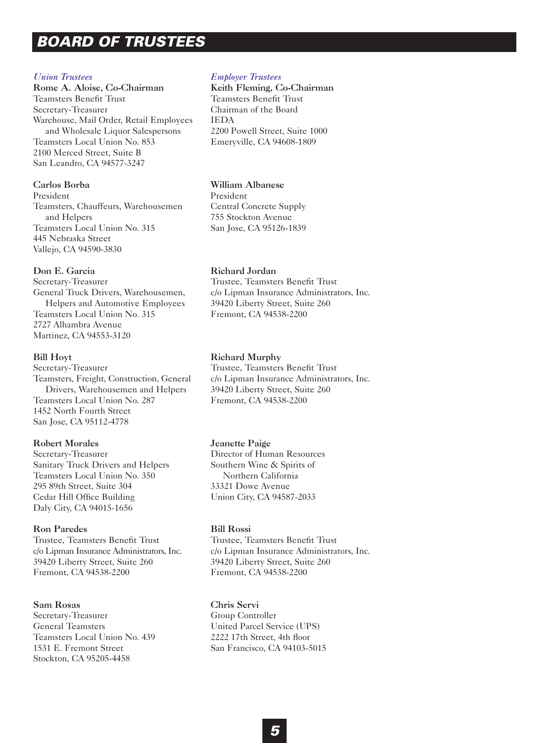# BOARD OF TRUSTEES

## *Union Trustees*

**Rome A. Aloise, Co-Chairman**
Teamsters Benefit Trust
Secretary-Treasurer
Warehouse, Mail Order, Retail Employees and Wholesale Liquor Salespersons
Teamsters Local Union No. 853
2100 Merced Street, Suite B
San Leandro, CA 94577-3247

**Carlos Borba**
President
Teamsters, Chauffeurs, Warehousemen and Helpers
Teamsters Local Union No. 315
445 Nebraska Street
Vallejo, CA 94590-3830

**Don E. Garcia**
Secretary-Treasurer
General Truck Drivers, Warehousemen, Helpers and Automotive Employees
Teamsters Local Union No. 315
2727 Alhambra Avenue
Martinez, CA 94553-3120

**Bill Hoyt**
Secretary-Treasurer
Teamsters, Freight, Construction, General Drivers, Warehousemen and Helpers
Teamsters Local Union No. 287
1452 North Fourth Street
San Jose, CA 95112-4778

**Robert Morales**
Secretary-Treasurer
Sanitary Truck Drivers and Helpers
Teamsters Local Union No. 350
295 89th Street, Suite 304
Cedar Hill Office Building
Daly City, CA 94015-1656

**Ron Paredes**
Trustee, Teamsters Benefit Trust
c/o Lipman Insurance Administrators, Inc.
39420 Liberty Street, Suite 260
Fremont, CA 94538-2200

**Sam Rosas**
Secretary-Treasurer
General Teamsters
Teamsters Local Union No. 439
1531 E. Fremont Street
Stockton, CA 95205-4458

## *Employer Trustees*

**Keith Fleming, Co-Chairman**
Teamsters Benefit Trust
Chairman of the Board
IEDA
2200 Powell Street, Suite 1000
Emeryville, CA 94608-1809

**William Albanese**
President
Central Concrete Supply
755 Stockton Avenue
San Jose, CA 95126-1839

**Richard Jordan**
Trustee, Teamsters Benefit Trust
c/o Lipman Insurance Administrators, Inc.
39420 Liberty Street, Suite 260
Fremont, CA 94538-2200

**Richard Murphy**
Trustee, Teamsters Benefit Trust
c/o Lipman Insurance Administrators, Inc.
39420 Liberty Street, Suite 260
Fremont, CA 94538-2200

**Jeanette Paige**
Director of Human Resources
Southern Wine & Spirits of Northern California
33321 Dowe Avenue
Union City, CA 94587-2033

**Bill Rossi**
Trustee, Teamsters Benefit Trust
c/o Lipman Insurance Administrators, Inc.
39420 Liberty Street, Suite 260
Fremont, CA 94538-2200

**Chris Servi**
Group Controller
United Parcel Service (UPS)
2222 17th Street, 4th floor
San Francisco, CA 94103-5015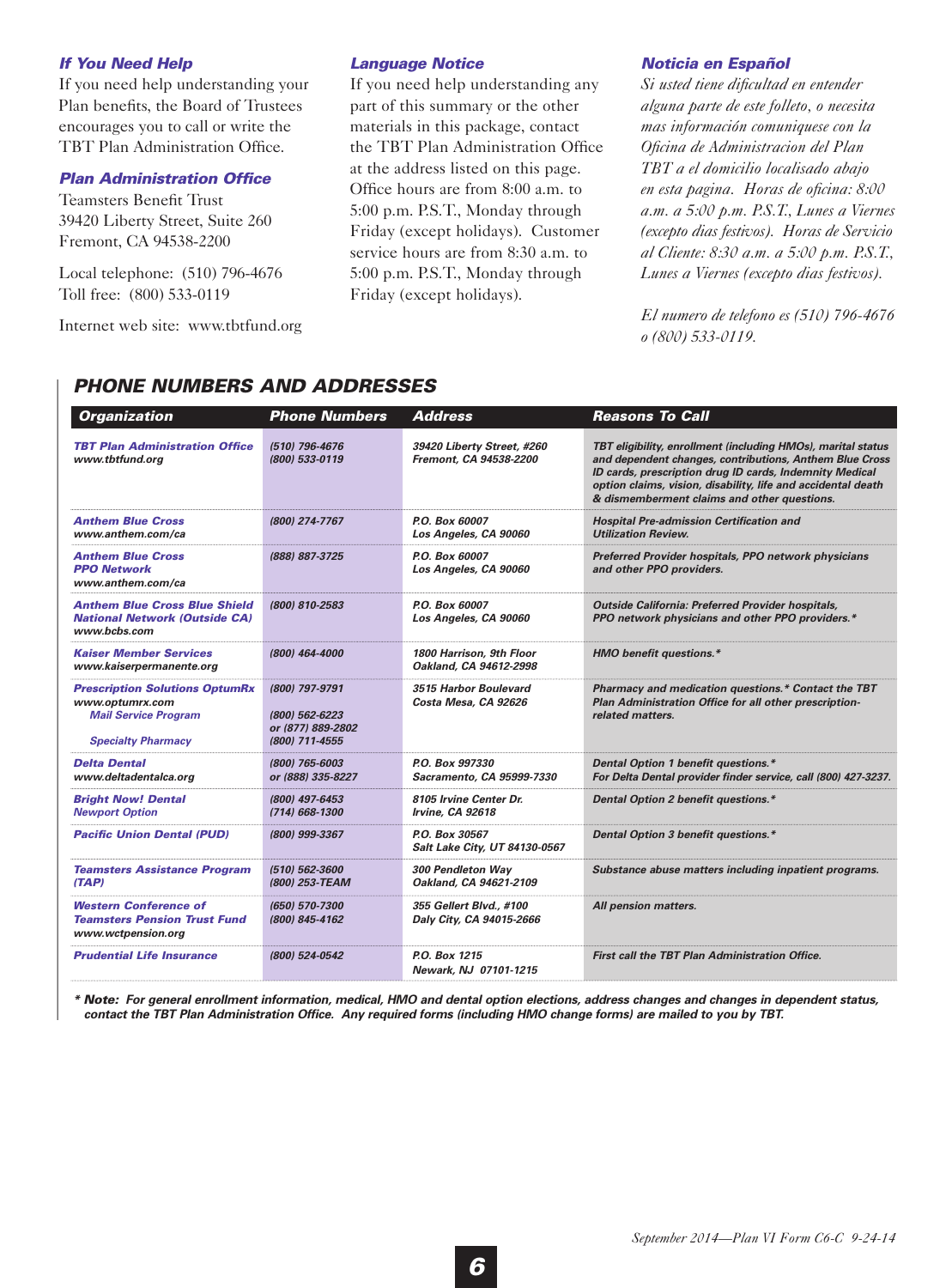### *If You Need Help*

If you need help understanding your Plan benefits, the Board of Trustees encourages you to call or write the TBT Plan Administration Office.

### *Plan Administration Office*

Teamsters Benefit Trust
39420 Liberty Street, Suite 260
Fremont, CA 94538-2200

Local telephone: (510) 796-4676
Toll free: (800) 533-0119

Internet web site: www.tbtfund.org

### *Language Notice*

If you need help understanding any part of this summary or the other materials in this package, contact the TBT Plan Administration Office at the address listed on this page. Office hours are from 8:00 a.m. to 5:00 p.m. P.S.T., Monday through Friday (except holidays). Customer service hours are from 8:30 a.m. to 5:00 p.m. P.S.T., Monday through Friday (except holidays).

### *Noticia en Español*

*Si usted tiene dificultad en entender alguna parte de este folleto, o necesita mas información comuniquese con la Oficina de Administracion del Plan TBT a el domicilio localisado abajo en esta pagina. Horas de oficina: 8:00 a.m. a 5:00 p.m. P.S.T., Lunes a Viernes (excepto dias festivos). Horas de Servicio al Cliente: 8:30 a.m. a 5:00 p.m. P.S.T., Lunes a Viernes (excepto dias festivos).*

*El numero de telefono es (510) 796-4676 o (800) 533-0119.*

## *PHONE NUMBERS AND ADDRESSES*

| Organization | Phone Numbers | Address | Reasons To Call |
|---|---|---|---|
| TBT Plan Administration Office<br>www.tbtfund.org | (510) 796-4676<br>(800) 533-0119 | 39420 Liberty Street, #260<br>Fremont, CA 94538-2200 | TBT eligibility, enrollment (including HMOs), marital status and dependent changes, contributions, Anthem Blue Cross ID cards, prescription drug ID cards, Indemnity Medical option claims, vision, disability, life and accidental death & dismemberment claims and other questions. |
| Anthem Blue Cross<br>www.anthem.com/ca | (800) 274-7767 | P.O. Box 60007<br>Los Angeles, CA 90060 | Hospital Pre-admission Certification and Utilization Review. |
| Anthem Blue Cross PPO Network<br>www.anthem.com/ca | (888) 887-3725 | P.O. Box 60007<br>Los Angeles, CA 90060 | Preferred Provider hospitals, PPO network physicians and other PPO providers. |
| Anthem Blue Cross Blue Shield National Network (Outside CA)<br>www.bcbs.com | (800) 810-2583 | P.O. Box 60007<br>Los Angeles, CA 90060 | Outside California: Preferred Provider hospitals, PPO network physicians and other PPO providers.* |
| Kaiser Member Services<br>www.kaiserpermanente.org | (800) 464-4000 | 1800 Harrison, 9th Floor<br>Oakland, CA 94612-2998 | HMO benefit questions.* |
| Prescription Solutions OptumRx<br>www.optumrx.com<br>Mail Service Program<br>Specialty Pharmacy | (800) 797-9791<br>(800) 562-6223 or (877) 889-2802<br>(800) 711-4555 | 3515 Harbor Boulevard<br>Costa Mesa, CA 92626 | Pharmacy and medication questions.* Contact the TBT Plan Administration Office for all other prescription-related matters. |
| Delta Dental<br>www.deltadentalca.org | (800) 765-6003<br>or (888) 335-8227 | P.O. Box 997330<br>Sacramento, CA 95999-7330 | Dental Option 1 benefit questions.*<br>For Delta Dental provider finder service, call (800) 427-3237. |
| Bright Now! Dental Newport Option | (800) 497-6453<br>(714) 668-1300 | 8105 Irvine Center Dr.<br>Irvine, CA 92618 | Dental Option 2 benefit questions.* |
| Pacific Union Dental (PUD) | (800) 999-3367 | P.O. Box 30567<br>Salt Lake City, UT 84130-0567 | Dental Option 3 benefit questions.* |
| Teamsters Assistance Program (TAP) | (510) 562-3600<br>(800) 253-TEAM | 300 Pendleton Way<br>Oakland, CA 94621-2109 | Substance abuse matters including inpatient programs. |
| Western Conference of Teamsters Pension Trust Fund<br>www.wctpension.org | (650) 570-7300<br>(800) 845-4162 | 355 Gellert Blvd., #100<br>Daly City, CA 94015-2666 | All pension matters. |
| Prudential Life Insurance | (800) 524-0542 | P.O. Box 1215<br>Newark, NJ 07101-1215 | First call the TBT Plan Administration Office. |

***\* Note:** For general enrollment information, medical, HMO and dental option elections, address changes and changes in dependent status, contact the TBT Plan Administration Office. Any required forms (including HMO change forms) are mailed to you by TBT.*

*September 2014—Plan VI Form C6-C 9-24-14*